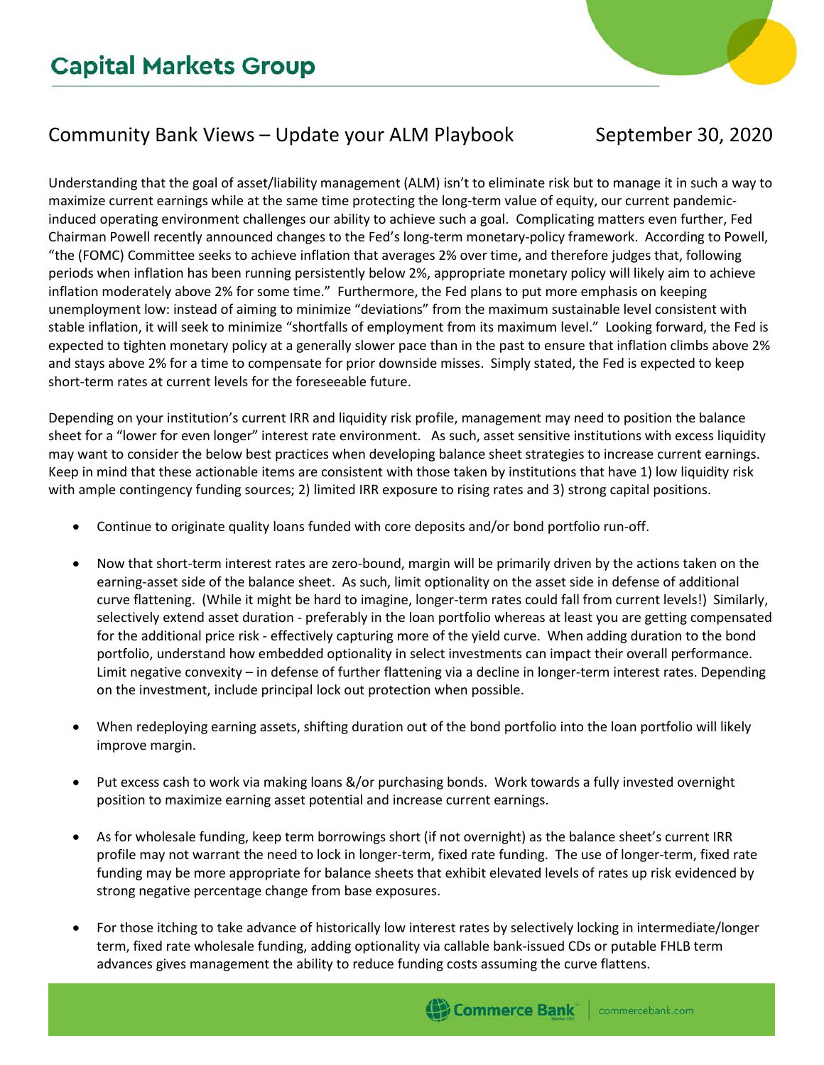# Capital Markets Group

## Community Bank Views – Update your ALM Playbook September 30, 2020

Understanding that the goal of asset/liability management (ALM) isn't to eliminate risk but to manage it in such a way to maximize current earnings while at the same time protecting the long-term value of equity, our current pandemic-induced operating environment challenges our ability to achieve such a goal. Complicating matters even further, Fed Chairman Powell recently announced changes to the Fed's long-term monetary-policy framework. According to Powell, "the (FOMC) Committee seeks to achieve inflation that averages 2% over time, and therefore judges that, following periods when inflation has been running persistently below 2%, appropriate monetary policy will likely aim to achieve inflation moderately above 2% for some time." Furthermore, the Fed plans to put more emphasis on keeping unemployment low: instead of aiming to minimize "deviations" from the maximum sustainable level consistent with stable inflation, it will seek to minimize "shortfalls of employment from its maximum level." Looking forward, the Fed is expected to tighten monetary policy at a generally slower pace than in the past to ensure that inflation climbs above 2% and stays above 2% for a time to compensate for prior downside misses. Simply stated, the Fed is expected to keep short-term rates at current levels for the foreseeable future.

Depending on your institution's current IRR and liquidity risk profile, management may need to position the balance sheet for a "lower for even longer" interest rate environment. As such, asset sensitive institutions with excess liquidity may want to consider the below best practices when developing balance sheet strategies to increase current earnings. Keep in mind that these actionable items are consistent with those taken by institutions that have 1) low liquidity risk with ample contingency funding sources; 2) limited IRR exposure to rising rates and 3) strong capital positions.

- Continue to originate quality loans funded with core deposits and/or bond portfolio run-off.

- Now that short-term interest rates are zero-bound, margin will be primarily driven by the actions taken on the earning-asset side of the balance sheet. As such, limit optionality on the asset side in defense of additional curve flattening. (While it might be hard to imagine, longer-term rates could fall from current levels!) Similarly, selectively extend asset duration - preferably in the loan portfolio whereas at least you are getting compensated for the additional price risk - effectively capturing more of the yield curve. When adding duration to the bond portfolio, understand how embedded optionality in select investments can impact their overall performance. Limit negative convexity – in defense of further flattening via a decline in longer-term interest rates. Depending on the investment, include principal lock out protection when possible.

- When redeploying earning assets, shifting duration out of the bond portfolio into the loan portfolio will likely improve margin.

- Put excess cash to work via making loans &/or purchasing bonds. Work towards a fully invested overnight position to maximize earning asset potential and increase current earnings.

- As for wholesale funding, keep term borrowings short (if not overnight) as the balance sheet's current IRR profile may not warrant the need to lock in longer-term, fixed rate funding. The use of longer-term, fixed rate funding may be more appropriate for balance sheets that exhibit elevated levels of rates up risk evidenced by strong negative percentage change from base exposures.

- For those itching to take advance of historically low interest rates by selectively locking in intermediate/longer term, fixed rate wholesale funding, adding optionality via callable bank-issued CDs or putable FHLB term advances gives management the ability to reduce funding costs assuming the curve flattens.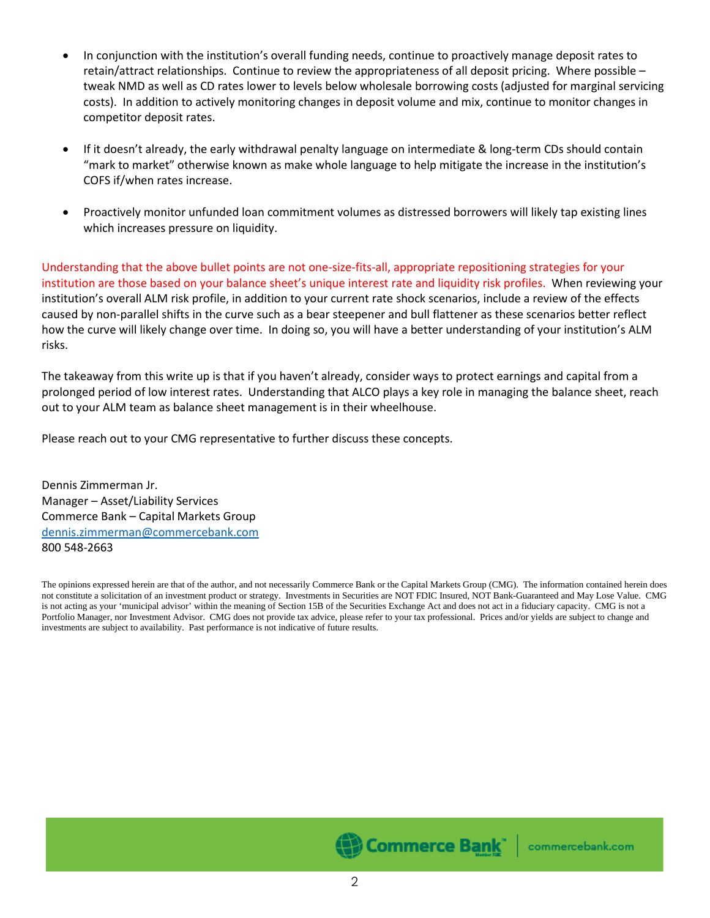- In conjunction with the institution's overall funding needs, continue to proactively manage deposit rates to retain/attract relationships. Continue to review the appropriateness of all deposit pricing. Where possible – tweak NMD as well as CD rates lower to levels below wholesale borrowing costs (adjusted for marginal servicing costs). In addition to actively monitoring changes in deposit volume and mix, continue to monitor changes in competitor deposit rates.

- If it doesn't already, the early withdrawal penalty language on intermediate & long-term CDs should contain "mark to market" otherwise known as make whole language to help mitigate the increase in the institution's COFS if/when rates increase.

- Proactively monitor unfunded loan commitment volumes as distressed borrowers will likely tap existing lines which increases pressure on liquidity.

Understanding that the above bullet points are not one-size-fits-all, appropriate repositioning strategies for your institution are those based on your balance sheet's unique interest rate and liquidity risk profiles. When reviewing your institution's overall ALM risk profile, in addition to your current rate shock scenarios, include a review of the effects caused by non-parallel shifts in the curve such as a bear steepener and bull flattener as these scenarios better reflect how the curve will likely change over time. In doing so, you will have a better understanding of your institution's ALM risks.

The takeaway from this write up is that if you haven't already, consider ways to protect earnings and capital from a prolonged period of low interest rates. Understanding that ALCO plays a key role in managing the balance sheet, reach out to your ALM team as balance sheet management is in their wheelhouse.

Please reach out to your CMG representative to further discuss these concepts.

Dennis Zimmerman Jr.
Manager – Asset/Liability Services
Commerce Bank – Capital Markets Group
dennis.zimmerman@commercebank.com
800 548-2663

The opinions expressed herein are that of the author, and not necessarily Commerce Bank or the Capital Markets Group (CMG). The information contained herein does not constitute a solicitation of an investment product or strategy. Investments in Securities are NOT FDIC Insured, NOT Bank-Guaranteed and May Lose Value. CMG is not acting as your 'municipal advisor' within the meaning of Section 15B of the Securities Exchange Act and does not act in a fiduciary capacity. CMG is not a Portfolio Manager, nor Investment Advisor. CMG does not provide tax advice, please refer to your tax professional. Prices and/or yields are subject to change and investments are subject to availability. Past performance is not indicative of future results.

Commerce Bank | commercebank.com